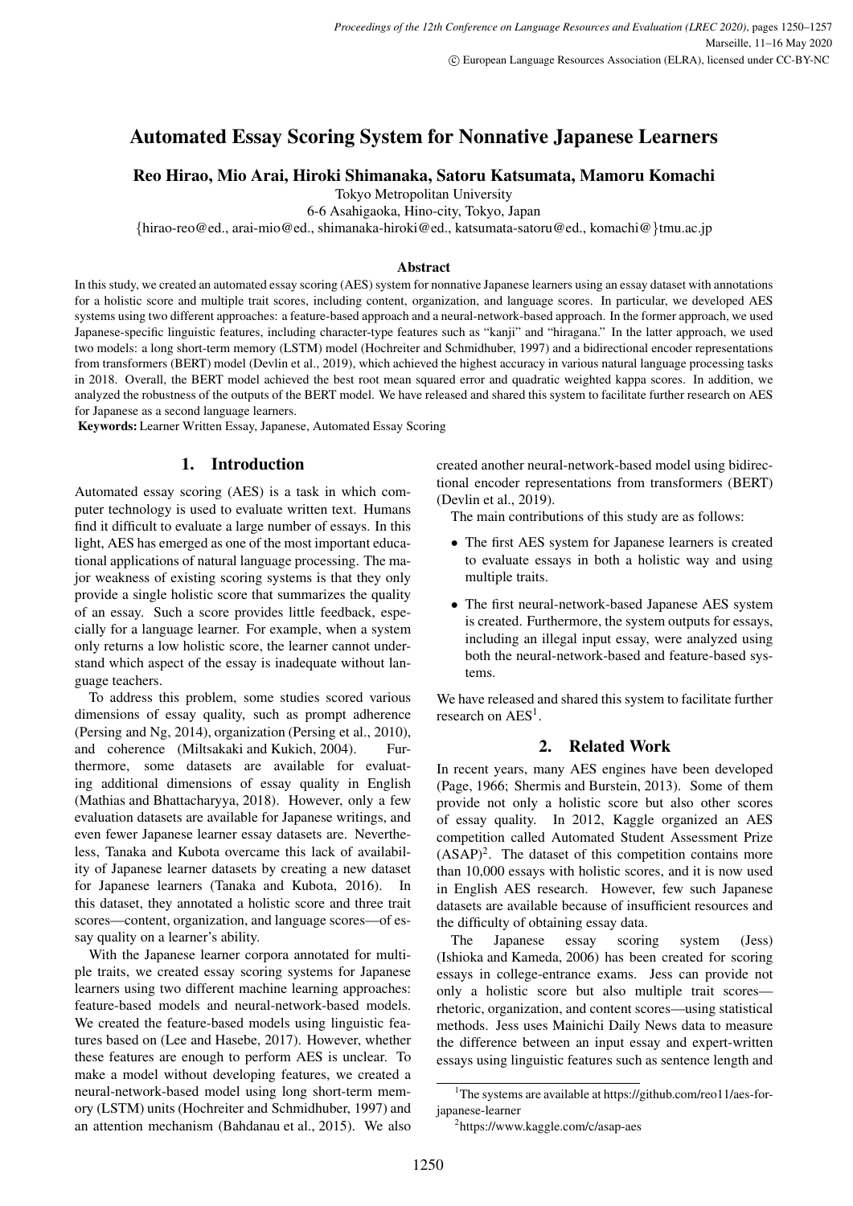# Automated Essay Scoring System for Nonnative Japanese Learners

**Reo Hirao, Mio Arai, Hiroki Shimanaka, Satoru Katsumata, Mamoru Komachi**

Tokyo Metropolitan University

6-6 Asahigaoka, Hino-city, Tokyo, Japan

{hirao-reo@ed., arai-mio@ed., shimanaka-hiroki@ed., katsumata-satoru@ed., komachi@}tmu.ac.jp

### Abstract

In this study, we created an automated essay scoring (AES) system for nonnative Japanese learners using an essay dataset with annotations for a holistic score and multiple trait scores, including content, organization, and language scores. In particular, we developed AES systems using two different approaches: a feature-based approach and a neural-network-based approach. In the former approach, we used Japanese-specific linguistic features, including character-type features such as "kanji" and "hiragana." In the latter approach, we used two models: a long short-term memory (LSTM) model (Hochreiter and Schmidhuber, 1997) and a bidirectional encoder representations from transformers (BERT) model (Devlin et al., 2019), which achieved the highest accuracy in various natural language processing tasks in 2018. Overall, the BERT model achieved the best root mean squared error and quadratic weighted kappa scores. In addition, we analyzed the robustness of the outputs of the BERT model. We have released and shared this system to facilitate further research on AES for Japanese as a second language learners.

**Keywords:** Learner Written Essay, Japanese, Automated Essay Scoring

## 1. Introduction

Automated essay scoring (AES) is a task in which computer technology is used to evaluate written text. Humans find it difficult to evaluate a large number of essays. In this light, AES has emerged as one of the most important educational applications of natural language processing. The major weakness of existing scoring systems is that they only provide a single holistic score that summarizes the quality of an essay. Such a score provides little feedback, especially for a language learner. For example, when a system only returns a low holistic score, the learner cannot understand which aspect of the essay is inadequate without language teachers.

To address this problem, some studies scored various dimensions of essay quality, such as prompt adherence (Persing and Ng, 2014), organization (Persing et al., 2010), and coherence (Miltsakaki and Kukich, 2004). Furthermore, some datasets are available for evaluating additional dimensions of essay quality in English (Mathias and Bhattacharyya, 2018). However, only a few evaluation datasets are available for Japanese writings, and even fewer Japanese learner essay datasets are. Nevertheless, Tanaka and Kubota overcame this lack of availability of Japanese learner datasets by creating a new dataset for Japanese learners (Tanaka and Kubota, 2016). In this dataset, they annotated a holistic score and three trait scores—content, organization, and language scores—of essay quality on a learner's ability.

With the Japanese learner corpora annotated for multiple traits, we created essay scoring systems for Japanese learners using two different machine learning approaches: feature-based models and neural-network-based models. We created the feature-based models using linguistic features based on (Lee and Hasebe, 2017). However, whether these features are enough to perform AES is unclear. To make a model without developing features, we created a neural-network-based model using long short-term memory (LSTM) units (Hochreiter and Schmidhuber, 1997) and an attention mechanism (Bahdanau et al., 2015). We also created another neural-network-based model using bidirectional encoder representations from transformers (BERT) (Devlin et al., 2019).

The main contributions of this study are as follows:

- The first AES system for Japanese learners is created to evaluate essays in both a holistic way and using multiple traits.
- The first neural-network-based Japanese AES system is created. Furthermore, the system outputs for essays, including an illegal input essay, were analyzed using both the neural-network-based and feature-based systems.

We have released and shared this system to facilitate further research on AES[1].

## 2. Related Work

In recent years, many AES engines have been developed (Page, 1966; Shermis and Burstein, 2013). Some of them provide not only a holistic score but also other scores of essay quality. In 2012, Kaggle organized an AES competition called Automated Student Assessment Prize (ASAP)[2]. The dataset of this competition contains more than 10,000 essays with holistic scores, and it is now used in English AES research. However, few such Japanese datasets are available because of insufficient resources and the difficulty of obtaining essay data.

The Japanese essay scoring system (Jess) (Ishioka and Kameda, 2006) has been created for scoring essays in college-entrance exams. Jess can provide not only a holistic score but also multiple trait scores—rhetoric, organization, and content scores—using statistical methods. Jess uses Mainichi Daily News data to measure the difference between an input essay and expert-written essays using linguistic features such as sentence length and

[1] The systems are available at https://github.com/reo11/aes-for-japanese-learner

[2] https://www.kaggle.com/c/asap-aes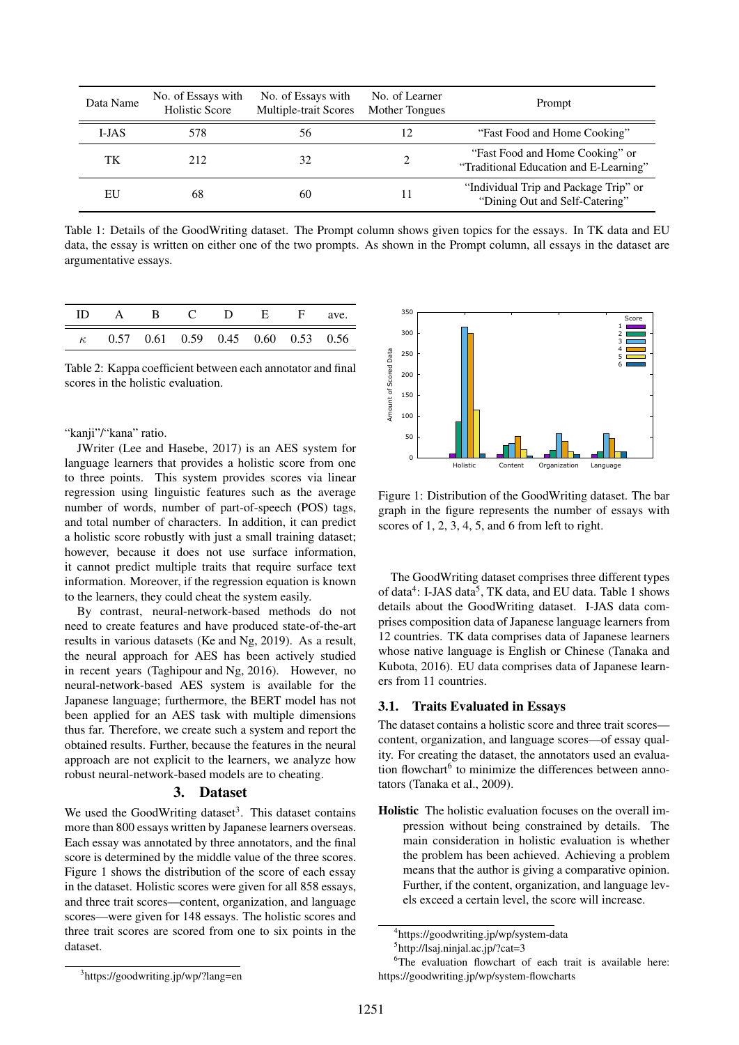| Data Name | No. of Essays with Holistic Score | No. of Essays with Multiple-trait Scores | No. of Learner Mother Tongues | Prompt |
|---|---|---|---|---|
| I-JAS | 578 | 56 | 12 | "Fast Food and Home Cooking" |
| TK | 212 | 32 | 2 | "Fast Food and Home Cooking" or "Traditional Education and E-Learning" |
| EU | 68 | 60 | 11 | "Individual Trip and Package Trip" or "Dining Out and Self-Catering" |

Table 1: Details of the GoodWriting dataset. The Prompt column shows given topics for the essays. In TK data and EU data, the essay is written on either one of the two prompts. As shown in the Prompt column, all essays in the dataset are argumentative essays.

| ID | A | B | C | D | E | F | ave. |
|---|---|---|---|---|---|---|---|
| $\kappa$ | 0.57 | 0.61 | 0.59 | 0.45 | 0.60 | 0.53 | 0.56 |

Table 2: Kappa coefficient between each annotator and final scores in the holistic evaluation.

"kanji"/"kana" ratio.

JWriter (Lee and Hasebe, 2017) is an AES system for language learners that provides a holistic score from one to three points. This system provides scores via linear regression using linguistic features such as the average number of words, number of part-of-speech (POS) tags, and total number of characters. In addition, it can predict a holistic score robustly with just a small training dataset; however, because it does not use surface information, it cannot predict multiple traits that require surface text information. Moreover, if the regression equation is known to the learners, they could cheat the system easily.

By contrast, neural-network-based methods do not need to create features and have produced state-of-the-art results in various datasets (Ke and Ng, 2019). As a result, the neural approach for AES has been actively studied in recent years (Taghipour and Ng, 2016). However, no neural-network-based AES system is available for the Japanese language; furthermore, the BERT model has not been applied for an AES task with multiple dimensions thus far. Therefore, we create such a system and report the obtained results. Further, because the features in the neural approach are not explicit to the learners, we analyze how robust neural-network-based models are to cheating.

## 3. Dataset

We used the GoodWriting dataset[3]. This dataset contains more than 800 essays written by Japanese learners overseas. Each essay was annotated by three annotators, and the final score is determined by the middle value of the three scores. Figure 1 shows the distribution of the score of each essay in the dataset. Holistic scores were given for all 858 essays, and three trait scores—content, organization, and language scores—were given for 148 essays. The holistic scores and three trait scores are scored from one to six points in the dataset.

[3]https://goodwriting.jp/wp/?lang=en

Figure 1: Distribution of the GoodWriting dataset. The bar graph in the figure represents the number of essays with scores of 1, 2, 3, 4, 5, and 6 from left to right.

The GoodWriting dataset comprises three different types of data[4]: I-JAS data[5], TK data, and EU data. Table 1 shows details about the GoodWriting dataset. I-JAS data comprises composition data of Japanese language learners from 12 countries. TK data comprises data of Japanese learners whose native language is English or Chinese (Tanaka and Kubota, 2016). EU data comprises data of Japanese learners from 11 countries.

### 3.1. Traits Evaluated in Essays

The dataset contains a holistic score and three trait scores—content, organization, and language scores—of essay quality. For creating the dataset, the annotators used an evaluation flowchart[6] to minimize the differences between annotators (Tanaka et al., 2009).

**Holistic** The holistic evaluation focuses on the overall impression without being constrained by details. The main consideration in holistic evaluation is whether the problem has been achieved. Achieving a problem means that the author is giving a comparative opinion. Further, if the content, organization, and language levels exceed a certain level, the score will increase.

[4]https://goodwriting.jp/wp/system-data

[5]http://lsaj.ninjal.ac.jp/?cat=3

[6]The evaluation flowchart of each trait is available here: https://goodwriting.jp/wp/system-flowcharts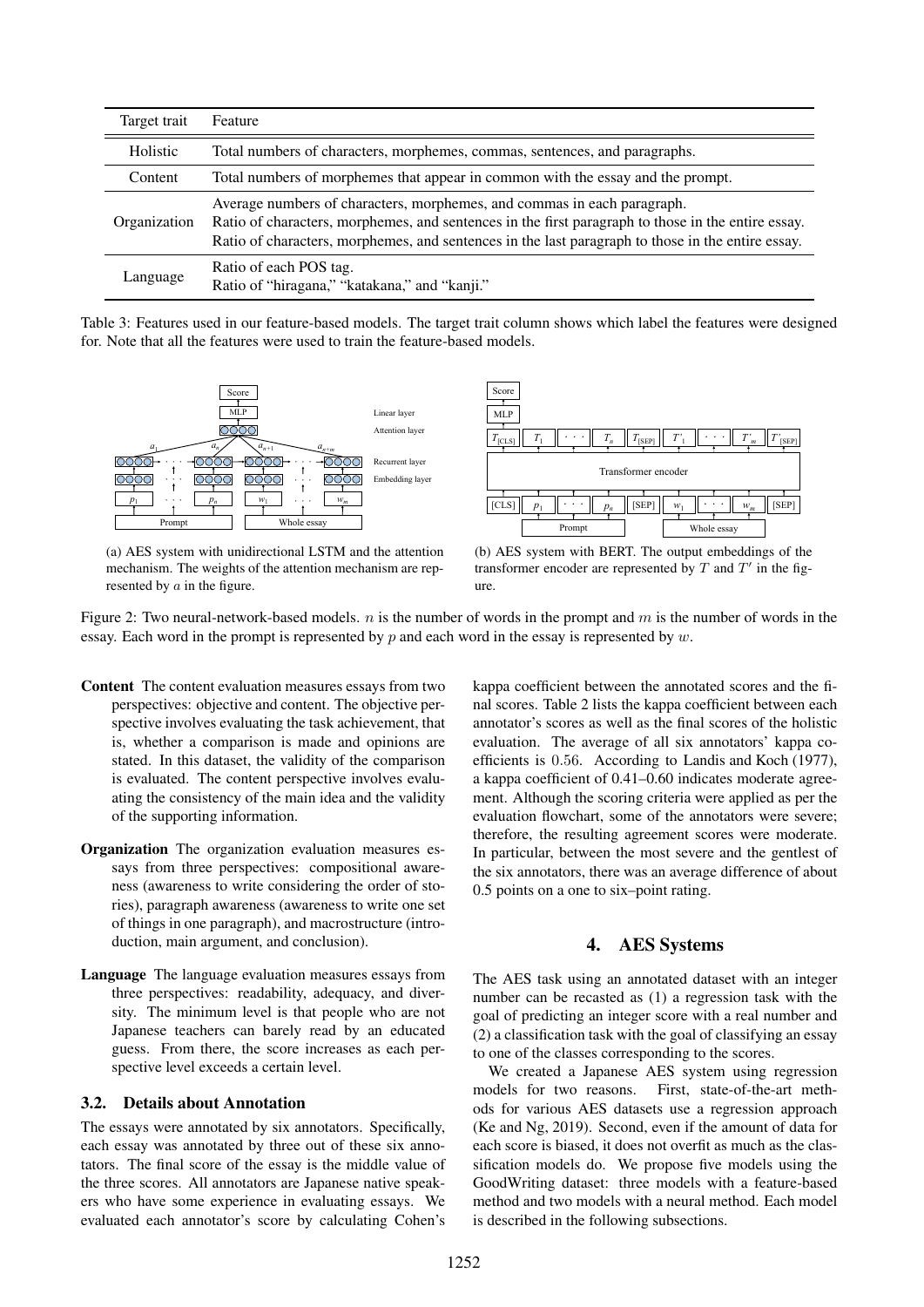| Target trait | Feature |
|---|---|
| Holistic | Total numbers of characters, morphemes, commas, sentences, and paragraphs. |
| Content | Total numbers of morphemes that appear in common with the essay and the prompt. |
| Organization | Average numbers of characters, morphemes, and commas in each paragraph.<br>Ratio of characters, morphemes, and sentences in the first paragraph to those in the entire essay.<br>Ratio of characters, morphemes, and sentences in the last paragraph to those in the entire essay. |
| Language | Ratio of each POS tag.<br>Ratio of "hiragana," "katakana," and "kanji." |

Table 3: Features used in our feature-based models. The target trait column shows which label the features were designed for. Note that all the features were used to train the feature-based models.

(a) AES system with unidirectional LSTM and the attention mechanism. The weights of the attention mechanism are represented by $a$ in the figure.

(b) AES system with BERT. The output embeddings of the transformer encoder are represented by $T$ and $T'$ in the figure.

Figure 2: Two neural-network-based models. $n$ is the number of words in the prompt and $m$ is the number of words in the essay. Each word in the prompt is represented by $p$ and each word in the essay is represented by $w$.

**Content** The content evaluation measures essays from two perspectives: objective and content. The objective perspective involves evaluating the task achievement, that is, whether a comparison is made and opinions are stated. In this dataset, the validity of the comparison is evaluated. The content perspective involves evaluating the consistency of the main idea and the validity of the supporting information.

**Organization** The organization evaluation measures essays from three perspectives: compositional awareness (awareness to write considering the order of stories), paragraph awareness (awareness to write one set of things in one paragraph), and macrostructure (introduction, main argument, and conclusion).

**Language** The language evaluation measures essays from three perspectives: readability, adequacy, and diversity. The minimum level is that people who are not Japanese teachers can barely read by an educated guess. From there, the score increases as each perspective level exceeds a certain level.

### 3.2. Details about Annotation

The essays were annotated by six annotators. Specifically, each essay was annotated by three out of these six annotators. The final score of the essay is the middle value of the three scores. All annotators are Japanese native speakers who have some experience in evaluating essays. We evaluated each annotator's score by calculating Cohen's kappa coefficient between the annotated scores and the final scores. Table 2 lists the kappa coefficient between each annotator's scores as well as the final scores of the holistic evaluation. The average of all six annotators' kappa coefficients is $0.56$. According to Landis and Koch (1977), a kappa coefficient of 0.41–0.60 indicates moderate agreement. Although the scoring criteria were applied as per the evaluation flowchart, some of the annotators were severe; therefore, the resulting agreement scores were moderate. In particular, between the most severe and the gentlest of the six annotators, there was an average difference of about 0.5 points on a one to six–point rating.

## 4. AES Systems

The AES task using an annotated dataset with an integer number can be recasted as (1) a regression task with the goal of predicting an integer score with a real number and (2) a classification task with the goal of classifying an essay to one of the classes corresponding to the scores.

We created a Japanese AES system using regression models for two reasons. First, state-of-the-art methods for various AES datasets use a regression approach (Ke and Ng, 2019). Second, even if the amount of data for each score is biased, it does not overfit as much as the classification models do. We propose five models using the GoodWriting dataset: three models with a feature-based method and two models with a neural method. Each model is described in the following subsections.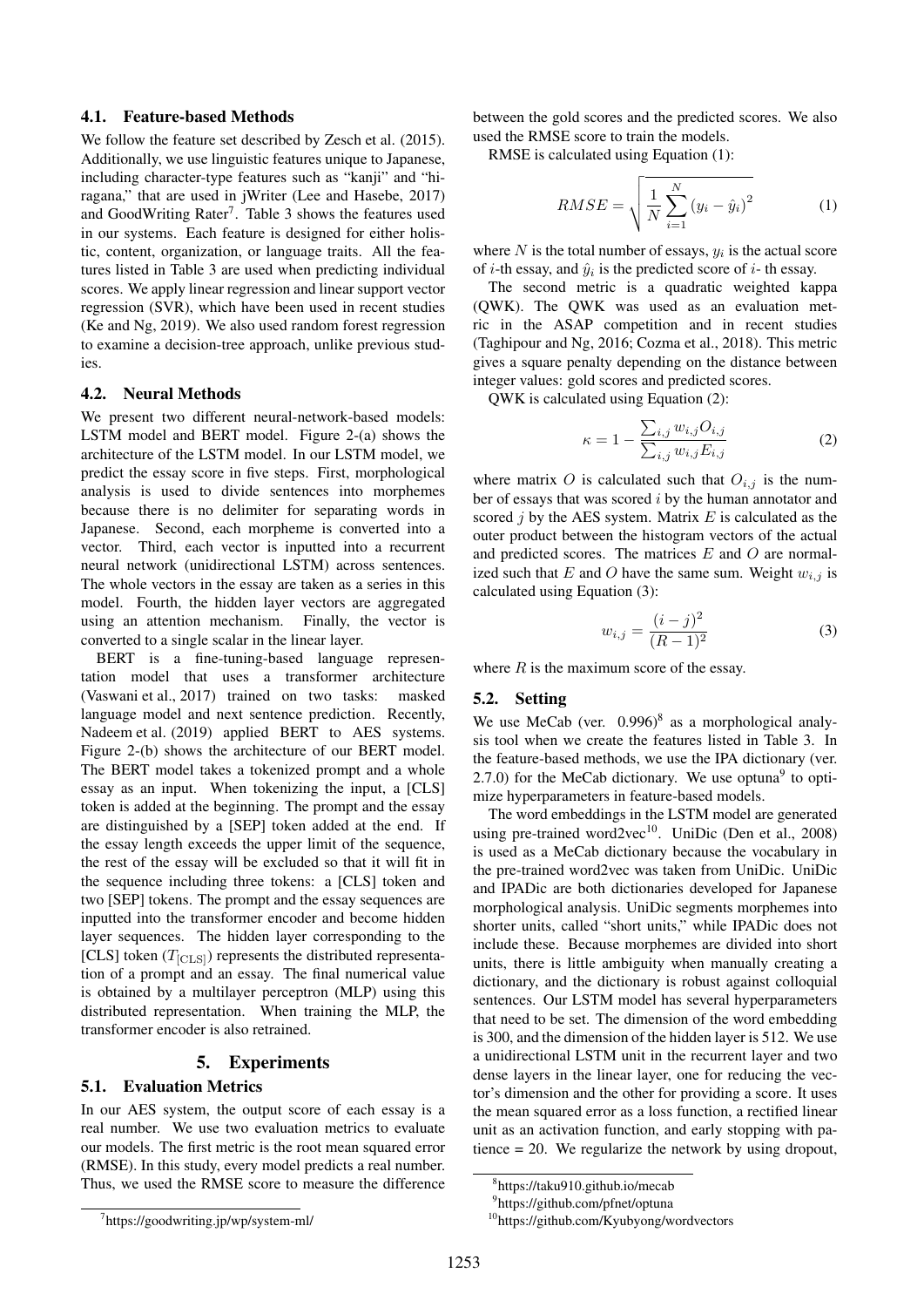### 4.1. Feature-based Methods

We follow the feature set described by Zesch et al. (2015). Additionally, we use linguistic features unique to Japanese, including character-type features such as "kanji" and "hiragana," that are used in jWriter (Lee and Hasebe, 2017) and GoodWriting Rater[7]. Table 3 shows the features used in our systems. Each feature is designed for either holistic, content, organization, or language traits. All the features listed in Table 3 are used when predicting individual scores. We apply linear regression and linear support vector regression (SVR), which have been used in recent studies (Ke and Ng, 2019). We also used random forest regression to examine a decision-tree approach, unlike previous studies.

### 4.2. Neural Methods

We present two different neural-network-based models: LSTM model and BERT model. Figure 2-(a) shows the architecture of the LSTM model. In our LSTM model, we predict the essay score in five steps. First, morphological analysis is used to divide sentences into morphemes because there is no delimiter for separating words in Japanese. Second, each morpheme is converted into a vector. Third, each vector is inputted into a recurrent neural network (unidirectional LSTM) across sentences. The whole vectors in the essay are taken as a series in this model. Fourth, the hidden layer vectors are aggregated using an attention mechanism. Finally, the vector is converted to a single scalar in the linear layer.

BERT is a fine-tuning-based language representation model that uses a transformer architecture (Vaswani et al., 2017) trained on two tasks: masked language model and next sentence prediction. Recently, Nadeem et al. (2019) applied BERT to AES systems. Figure 2-(b) shows the architecture of our BERT model. The BERT model takes a tokenized prompt and a whole essay as an input. When tokenizing the input, a [CLS] token is added at the beginning. The prompt and the essay are distinguished by a [SEP] token added at the end. If the essay length exceeds the upper limit of the sequence, the rest of the essay will be excluded so that it will fit in the sequence including three tokens: a [CLS] token and two [SEP] tokens. The prompt and the essay sequences are inputted into the transformer encoder and become hidden layer sequences. The hidden layer corresponding to the [CLS] token ($T_{[\mathrm{CLS}]}$) represents the distributed representation of a prompt and an essay. The final numerical value is obtained by a multilayer perceptron (MLP) using this distributed representation. When training the MLP, the transformer encoder is also retrained.

## 5. Experiments

### 5.1. Evaluation Metrics

In our AES system, the output score of each essay is a real number. We use two evaluation metrics to evaluate our models. The first metric is the root mean squared error (RMSE). In this study, every model predicts a real number. Thus, we used the RMSE score to measure the difference between the gold scores and the predicted scores. We also used the RMSE score to train the models.

RMSE is calculated using Equation (1):

$$RMSE = \sqrt{\frac{1}{N}\sum_{i=1}^{N}\left(y_i - \hat{y}_i\right)^2} \tag{1}$$

where $N$ is the total number of essays, $y_i$ is the actual score of $i$-th essay, and $\hat{y}_i$ is the predicted score of $i$- th essay.

The second metric is a quadratic weighted kappa (QWK). The QWK was used as an evaluation metric in the ASAP competition and in recent studies (Taghipour and Ng, 2016; Cozma et al., 2018). This metric gives a square penalty depending on the distance between integer values: gold scores and predicted scores.

QWK is calculated using Equation (2):

$$\kappa = 1 - \frac{\sum_{i,j} w_{i,j} O_{i,j}}{\sum_{i,j} w_{i,j} E_{i,j}} \tag{2}$$

where matrix $O$ is calculated such that $O_{i,j}$ is the number of essays that was scored $i$ by the human annotator and scored $j$ by the AES system. Matrix $E$ is calculated as the outer product between the histogram vectors of the actual and predicted scores. The matrices $E$ and $O$ are normalized such that $E$ and $O$ have the same sum. Weight $w_{i,j}$ is calculated using Equation (3):

$$w_{i,j} = \frac{(i-j)^2}{(R-1)^2} \tag{3}$$

where $R$ is the maximum score of the essay.

### 5.2. Setting

We use MeCab (ver. 0.996)[8] as a morphological analysis tool when we create the features listed in Table 3. In the feature-based methods, we use the IPA dictionary (ver. 2.7.0) for the MeCab dictionary. We use optuna[9] to optimize hyperparameters in feature-based models.

The word embeddings in the LSTM model are generated using pre-trained word2vec[10]. UniDic (Den et al., 2008) is used as a MeCab dictionary because the vocabulary in the pre-trained word2vec was taken from UniDic. UniDic and IPADic are both dictionaries developed for Japanese morphological analysis. UniDic segments morphemes into shorter units, called "short units," while IPADic does not include these. Because morphemes are divided into short units, there is little ambiguity when manually creating a dictionary, and the dictionary is robust against colloquial sentences. Our LSTM model has several hyperparameters that need to be set. The dimension of the word embedding is 300, and the dimension of the hidden layer is 512. We use a unidirectional LSTM unit in the recurrent layer and two dense layers in the linear layer, one for reducing the vector's dimension and the other for providing a score. It uses the mean squared error as a loss function, a rectified linear unit as an activation function, and early stopping with patience = 20. We regularize the network by using dropout,

---

[7] https://goodwriting.jp/wp/system-ml/

[8] https://taku910.github.io/mecab

[9] https://github.com/pfnet/optuna

[10] https://github.com/Kyubyong/wordvectors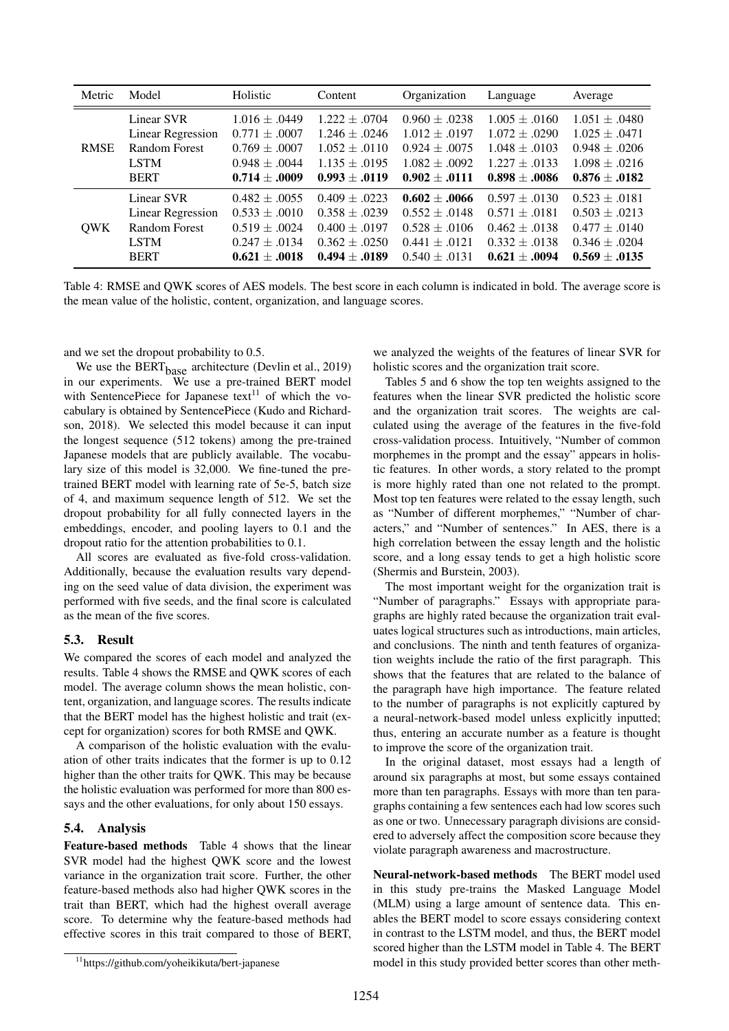| Metric | Model | Holistic | Content | Organization | Language | Average |
|---|---|---|---|---|---|---|
| RMSE | Linear SVR | $1.016 \pm .0449$ | $1.222 \pm .0704$ | $0.960 \pm .0238$ | $1.005 \pm .0160$ | $1.051 \pm .0480$ |
| | Linear Regression | $0.771 \pm .0007$ | $1.246 \pm .0246$ | $1.012 \pm .0197$ | $1.072 \pm .0290$ | $1.025 \pm .0471$ |
| | Random Forest | $0.769 \pm .0007$ | $1.052 \pm .0110$ | $0.924 \pm .0075$ | $1.048 \pm .0103$ | $0.948 \pm .0206$ |
| | LSTM | $0.948 \pm .0044$ | $1.135 \pm .0195$ | $1.082 \pm .0092$ | $1.227 \pm .0133$ | $1.098 \pm .0216$ |
| | BERT | **$0.714 \pm .0009$** | **$0.993 \pm .0119$** | **$0.902 \pm .0111$** | **$0.898 \pm .0086$** | **$0.876 \pm .0182$** |
| QWK | Linear SVR | $0.482 \pm .0055$ | $0.409 \pm .0223$ | **$0.602 \pm .0066$** | $0.597 \pm .0130$ | $0.523 \pm .0181$ |
| | Linear Regression | $0.533 \pm .0010$ | $0.358 \pm .0239$ | $0.552 \pm .0148$ | $0.571 \pm .0181$ | $0.503 \pm .0213$ |
| | Random Forest | $0.519 \pm .0024$ | $0.400 \pm .0197$ | $0.528 \pm .0106$ | $0.462 \pm .0138$ | $0.477 \pm .0140$ |
| | LSTM | $0.247 \pm .0134$ | $0.362 \pm .0250$ | $0.441 \pm .0121$ | $0.332 \pm .0138$ | $0.346 \pm .0204$ |
| | BERT | **$0.621 \pm .0018$** | **$0.494 \pm .0189$** | $0.540 \pm .0131$ | **$0.621 \pm .0094$** | **$0.569 \pm .0135$** |

Table 4: RMSE and QWK scores of AES models. The best score in each column is indicated in bold. The average score is the mean value of the holistic, content, organization, and language scores.

and we set the dropout probability to 0.5.

We use the $\text{BERT}_{\text{base}}$ architecture (Devlin et al., 2019) in our experiments. We use a pre-trained BERT model with SentencePiece for Japanese text[11] of which the vocabulary is obtained by SentencePiece (Kudo and Richardson, 2018). We selected this model because it can input the longest sequence (512 tokens) among the pre-trained Japanese models that are publicly available. The vocabulary size of this model is 32,000. We fine-tuned the pre-trained BERT model with learning rate of 5e-5, batch size of 4, and maximum sequence length of 512. We set the dropout probability for all fully connected layers in the embeddings, encoder, and pooling layers to 0.1 and the dropout ratio for the attention probabilities to 0.1.

All scores are evaluated as five-fold cross-validation. Additionally, because the evaluation results vary depending on the seed value of data division, the experiment was performed with five seeds, and the final score is calculated as the mean of the five scores.

### 5.3. Result

We compared the scores of each model and analyzed the results. Table 4 shows the RMSE and QWK scores of each model. The average column shows the mean holistic, content, organization, and language scores. The results indicate that the BERT model has the highest holistic and trait (except for organization) scores for both RMSE and QWK.

A comparison of the holistic evaluation with the evaluation of other traits indicates that the former is up to 0.12 higher than the other traits for QWK. This may be because the holistic evaluation was performed for more than 800 essays and the other evaluations, for only about 150 essays.

### 5.4. Analysis

**Feature-based methods** Table 4 shows that the linear SVR model had the highest QWK score and the lowest variance in the organization trait score. Further, the other feature-based methods also had higher QWK scores in the trait than BERT, which had the highest overall average score. To determine why the feature-based methods had effective scores in this trait compared to those of BERT, we analyzed the weights of the features of linear SVR for holistic scores and the organization trait score.

Tables 5 and 6 show the top ten weights assigned to the features when the linear SVR predicted the holistic score and the organization trait scores. The weights are calculated using the average of the features in the five-fold cross-validation process. Intuitively, "Number of common morphemes in the prompt and the essay" appears in holistic features. In other words, a story related to the prompt is more highly rated than one not related to the prompt. Most top ten features were related to the essay length, such as "Number of different morphemes," "Number of characters," and "Number of sentences." In AES, there is a high correlation between the essay length and the holistic score, and a long essay tends to get a high holistic score (Shermis and Burstein, 2003).

The most important weight for the organization trait is "Number of paragraphs." Essays with appropriate paragraphs are highly rated because the organization trait evaluates logical structures such as introductions, main articles, and conclusions. The ninth and tenth features of organization weights include the ratio of the first paragraph. This shows that the features that are related to the balance of the paragraph have high importance. The feature related to the number of paragraphs is not explicitly captured by a neural-network-based model unless explicitly inputted; thus, entering an accurate number as a feature is thought to improve the score of the organization trait.

In the original dataset, most essays had a length of around six paragraphs at most, but some essays contained more than ten paragraphs. Essays with more than ten paragraphs containing a few sentences each had low scores such as one or two. Unnecessary paragraph divisions are considered to adversely affect the composition score because they violate paragraph awareness and macrostructure.

**Neural-network-based methods** The BERT model used in this study pre-trains the Masked Language Model (MLM) using a large amount of sentence data. This enables the BERT model to score essays considering context in contrast to the LSTM model, and thus, the BERT model scored higher than the LSTM model in Table 4. The BERT model in this study provided better scores than other meth-

[11] https://github.com/yoheikikuta/bert-japanese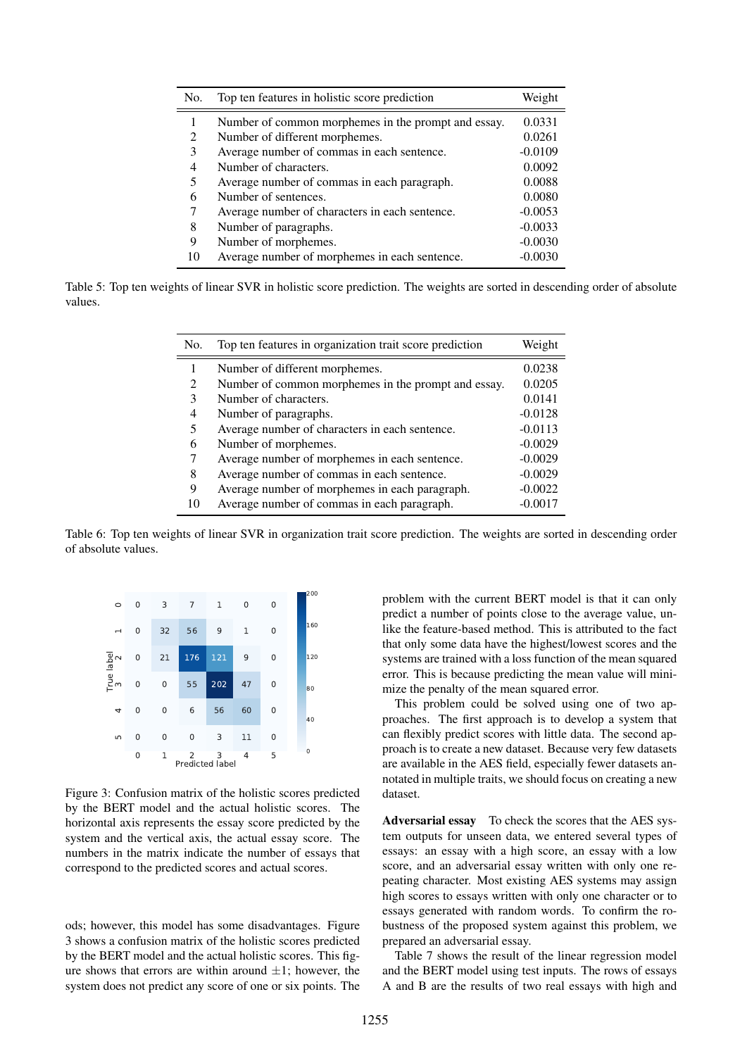| No. | Top ten features in holistic score prediction | Weight |
|---|---|---|
| 1 | Number of common morphemes in the prompt and essay. | 0.0331 |
| 2 | Number of different morphemes. | 0.0261 |
| 3 | Average number of commas in each sentence. | -0.0109 |
| 4 | Number of characters. | 0.0092 |
| 5 | Average number of commas in each paragraph. | 0.0088 |
| 6 | Number of sentences. | 0.0080 |
| 7 | Average number of characters in each sentence. | -0.0053 |
| 8 | Number of paragraphs. | -0.0033 |
| 9 | Number of morphemes. | -0.0030 |
| 10 | Average number of morphemes in each sentence. | -0.0030 |

Table 5: Top ten weights of linear SVR in holistic score prediction. The weights are sorted in descending order of absolute values.

| No. | Top ten features in organization trait score prediction | Weight |
|---|---|---|
| 1 | Number of different morphemes. | 0.0238 |
| 2 | Number of common morphemes in the prompt and essay. | 0.0205 |
| 3 | Number of characters. | 0.0141 |
| 4 | Number of paragraphs. | -0.0128 |
| 5 | Average number of characters in each sentence. | -0.0113 |
| 6 | Number of morphemes. | -0.0029 |
| 7 | Average number of morphemes in each sentence. | -0.0029 |
| 8 | Average number of commas in each sentence. | -0.0029 |
| 9 | Average number of morphemes in each paragraph. | -0.0022 |
| 10 | Average number of commas in each paragraph. | -0.0017 |

Table 6: Top ten weights of linear SVR in organization trait score prediction. The weights are sorted in descending order of absolute values.

| True label \ Predicted label | 0 | 1 | 2 | 3 | 4 | 5 |
|---|---|---|---|---|---|---|
| 0 | 0 | 3 | 7 | 1 | 0 | 0 |
| 1 | 0 | 32 | 56 | 9 | 1 | 0 |
| 2 | 0 | 21 | 176 | 121 | 9 | 0 |
| 3 | 0 | 0 | 55 | 202 | 47 | 0 |
| 4 | 0 | 0 | 6 | 56 | 60 | 0 |
| 5 | 0 | 0 | 0 | 3 | 11 | 0 |

Figure 3: Confusion matrix of the holistic scores predicted by the BERT model and the actual holistic scores. The horizontal axis represents the essay score predicted by the system and the vertical axis, the actual essay score. The numbers in the matrix indicate the number of essays that correspond to the predicted scores and actual scores.

ods; however, this model has some disadvantages. Figure 3 shows a confusion matrix of the holistic scores predicted by the BERT model and the actual holistic scores. This figure shows that errors are within around $\pm 1$; however, the system does not predict any score of one or six points. The problem with the current BERT model is that it can only predict a number of points close to the average value, unlike the feature-based method. This is attributed to the fact that only some data have the highest/lowest scores and the systems are trained with a loss function of the mean squared error. This is because predicting the mean value will minimize the penalty of the mean squared error.

This problem could be solved using one of two approaches. The first approach is to develop a system that can flexibly predict scores with little data. The second approach is to create a new dataset. Because very few datasets are available in the AES field, especially fewer datasets annotated in multiple traits, we should focus on creating a new dataset.

**Adversarial essay** To check the scores that the AES system outputs for unseen data, we entered several types of essays: an essay with a high score, an essay with a low score, and an adversarial essay written with only one repeating character. Most existing AES systems may assign high scores to essays written with only one character or to essays generated with random words. To confirm the robustness of the proposed system against this problem, we prepared an adversarial essay.

Table 7 shows the result of the linear regression model and the BERT model using test inputs. The rows of essays A and B are the results of two real essays with high and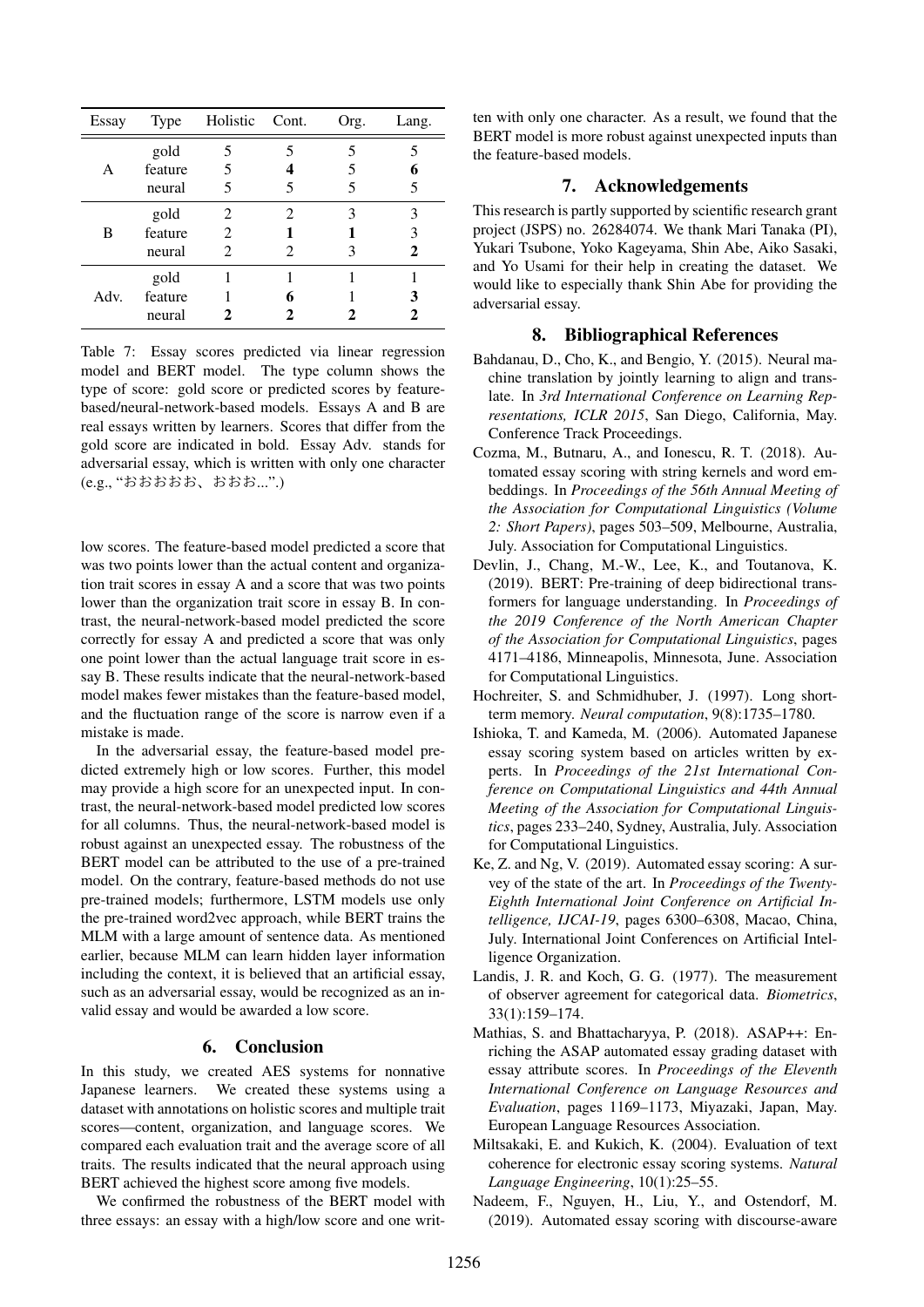| Essay | Type | Holistic | Cont. | Org. | Lang. |
|---|---|---|---|---|---|
| A | gold | 5 | 5 | 5 | 5 |
| | feature | 5 | **4** | 5 | **6** |
| | neural | 5 | 5 | 5 | 5 |
| B | gold | 2 | 2 | 3 | 3 |
| | feature | 2 | **1** | **1** | 3 |
| | neural | 2 | 2 | 3 | **2** |
| Adv. | gold | 1 | 1 | 1 | 1 |
| | feature | 1 | **6** | 1 | **3** |
| | neural | **2** | **2** | **2** | **2** |

Table 7: Essay scores predicted via linear regression model and BERT model. The type column shows the type of score: gold score or predicted scores by feature-based/neural-network-based models. Essays A and B are real essays written by learners. Scores that differ from the gold score are indicated in bold. Essay Adv. stands for adversarial essay, which is written with only one character (e.g., "おおおおお、おおお...".)

low scores. The feature-based model predicted a score that was two points lower than the actual content and organization trait scores in essay A and a score that was two points lower than the organization trait score in essay B. In contrast, the neural-network-based model predicted the score correctly for essay A and predicted a score that was only one point lower than the actual language trait score in essay B. These results indicate that the neural-network-based model makes fewer mistakes than the feature-based model, and the fluctuation range of the score is narrow even if a mistake is made.

In the adversarial essay, the feature-based model predicted extremely high or low scores. Further, this model may provide a high score for an unexpected input. In contrast, the neural-network-based model predicted low scores for all columns. Thus, the neural-network-based model is robust against an unexpected essay. The robustness of the BERT model can be attributed to the use of a pre-trained model. On the contrary, feature-based methods do not use pre-trained models; furthermore, LSTM models use only the pre-trained word2vec approach, while BERT trains the MLM with a large amount of sentence data. As mentioned earlier, because MLM can learn hidden layer information including the context, it is believed that an artificial essay, such as an adversarial essay, would be recognized as an invalid essay and would be awarded a low score.

## 6. Conclusion

In this study, we created AES systems for nonnative Japanese learners. We created these systems using a dataset with annotations on holistic scores and multiple trait scores—content, organization, and language scores. We compared each evaluation trait and the average score of all traits. The results indicated that the neural approach using BERT achieved the highest score among five models.

We confirmed the robustness of the BERT model with three essays: an essay with a high/low score and one written with only one character. As a result, we found that the BERT model is more robust against unexpected inputs than the feature-based models.

## 7. Acknowledgements

This research is partly supported by scientific research grant project (JSPS) no. 26284074. We thank Mari Tanaka (PI), Yukari Tsubone, Yoko Kageyama, Shin Abe, Aiko Sasaki, and Yo Usami for their help in creating the dataset. We would like to especially thank Shin Abe for providing the adversarial essay.

## 8. Bibliographical References

Bahdanau, D., Cho, K., and Bengio, Y. (2015). Neural machine translation by jointly learning to align and translate. In *3rd International Conference on Learning Representations, ICLR 2015*, San Diego, California, May. Conference Track Proceedings.

Cozma, M., Butnaru, A., and Ionescu, R. T. (2018). Automated essay scoring with string kernels and word embeddings. In *Proceedings of the 56th Annual Meeting of the Association for Computational Linguistics (Volume 2: Short Papers)*, pages 503–509, Melbourne, Australia, July. Association for Computational Linguistics.

Devlin, J., Chang, M.-W., Lee, K., and Toutanova, K. (2019). BERT: Pre-training of deep bidirectional transformers for language understanding. In *Proceedings of the 2019 Conference of the North American Chapter of the Association for Computational Linguistics*, pages 4171–4186, Minneapolis, Minnesota, June. Association for Computational Linguistics.

Hochreiter, S. and Schmidhuber, J. (1997). Long short-term memory. *Neural computation*, 9(8):1735–1780.

Ishioka, T. and Kameda, M. (2006). Automated Japanese essay scoring system based on articles written by experts. In *Proceedings of the 21st International Conference on Computational Linguistics and 44th Annual Meeting of the Association for Computational Linguistics*, pages 233–240, Sydney, Australia, July. Association for Computational Linguistics.

Ke, Z. and Ng, V. (2019). Automated essay scoring: A survey of the state of the art. In *Proceedings of the Twenty-Eighth International Joint Conference on Artificial Intelligence, IJCAI-19*, pages 6300–6308, Macao, China, July. International Joint Conferences on Artificial Intelligence Organization.

Landis, J. R. and Koch, G. G. (1977). The measurement of observer agreement for categorical data. *Biometrics*, 33(1):159–174.

Mathias, S. and Bhattacharyya, P. (2018). ASAP++: Enriching the ASAP automated essay grading dataset with essay attribute scores. In *Proceedings of the Eleventh International Conference on Language Resources and Evaluation*, pages 1169–1173, Miyazaki, Japan, May. European Language Resources Association.

Miltsakaki, E. and Kukich, K. (2004). Evaluation of text coherence for electronic essay scoring systems. *Natural Language Engineering*, 10(1):25–55.

Nadeem, F., Nguyen, H., Liu, Y., and Ostendorf, M. (2019). Automated essay scoring with discourse-aware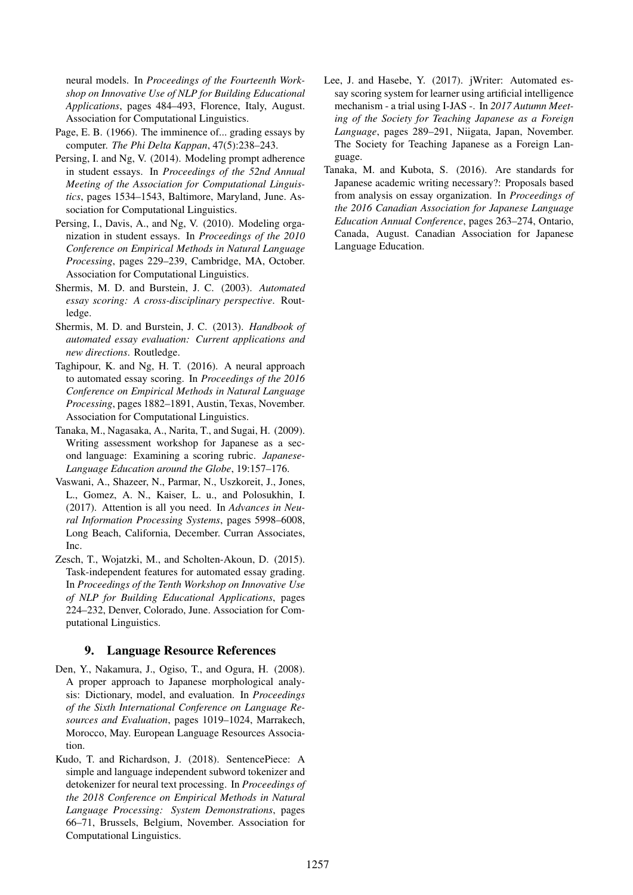neural models. In *Proceedings of the Fourteenth Workshop on Innovative Use of NLP for Building Educational Applications*, pages 484–493, Florence, Italy, August. Association for Computational Linguistics.

Page, E. B. (1966). The imminence of... grading essays by computer. *The Phi Delta Kappan*, 47(5):238–243.

Persing, I. and Ng, V. (2014). Modeling prompt adherence in student essays. In *Proceedings of the 52nd Annual Meeting of the Association for Computational Linguistics*, pages 1534–1543, Baltimore, Maryland, June. Association for Computational Linguistics.

Persing, I., Davis, A., and Ng, V. (2010). Modeling organization in student essays. In *Proceedings of the 2010 Conference on Empirical Methods in Natural Language Processing*, pages 229–239, Cambridge, MA, October. Association for Computational Linguistics.

Shermis, M. D. and Burstein, J. C. (2003). *Automated essay scoring: A cross-disciplinary perspective*. Routledge.

Shermis, M. D. and Burstein, J. C. (2013). *Handbook of automated essay evaluation: Current applications and new directions*. Routledge.

Taghipour, K. and Ng, H. T. (2016). A neural approach to automated essay scoring. In *Proceedings of the 2016 Conference on Empirical Methods in Natural Language Processing*, pages 1882–1891, Austin, Texas, November. Association for Computational Linguistics.

Tanaka, M., Nagasaka, A., Narita, T., and Sugai, H. (2009). Writing assessment workshop for Japanese as a second language: Examining a scoring rubric. *Japanese-Language Education around the Globe*, 19:157–176.

Vaswani, A., Shazeer, N., Parmar, N., Uszkoreit, J., Jones, L., Gomez, A. N., Kaiser, L. u., and Polosukhin, I. (2017). Attention is all you need. In *Advances in Neural Information Processing Systems*, pages 5998–6008, Long Beach, California, December. Curran Associates, Inc.

Zesch, T., Wojatzki, M., and Scholten-Akoun, D. (2015). Task-independent features for automated essay grading. In *Proceedings of the Tenth Workshop on Innovative Use of NLP for Building Educational Applications*, pages 224–232, Denver, Colorado, June. Association for Computational Linguistics.

## 9. Language Resource References

Den, Y., Nakamura, J., Ogiso, T., and Ogura, H. (2008). A proper approach to Japanese morphological analysis: Dictionary, model, and evaluation. In *Proceedings of the Sixth International Conference on Language Resources and Evaluation*, pages 1019–1024, Marrakech, Morocco, May. European Language Resources Association.

Kudo, T. and Richardson, J. (2018). SentencePiece: A simple and language independent subword tokenizer and detokenizer for neural text processing. In *Proceedings of the 2018 Conference on Empirical Methods in Natural Language Processing: System Demonstrations*, pages 66–71, Brussels, Belgium, November. Association for Computational Linguistics.

Lee, J. and Hasebe, Y. (2017). jWriter: Automated essay scoring system for learner using artificial intelligence mechanism - a trial using I-JAS -. In *2017 Autumn Meeting of the Society for Teaching Japanese as a Foreign Language*, pages 289–291, Niigata, Japan, November. The Society for Teaching Japanese as a Foreign Language.

Tanaka, M. and Kubota, S. (2016). Are standards for Japanese academic writing necessary?: Proposals based from analysis on essay organization. In *Proceedings of the 2016 Canadian Association for Japanese Language Education Annual Conference*, pages 263–274, Ontario, Canada, August. Canadian Association for Japanese Language Education.